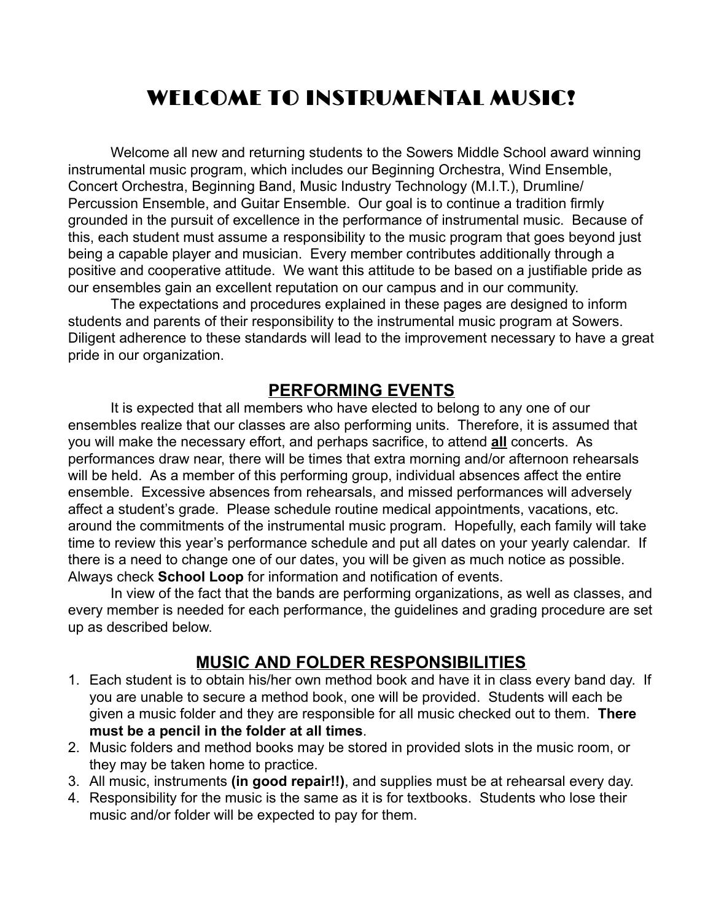# WELCOME TO INSTRUMENTAL MUSIC!

Welcome all new and returning students to the Sowers Middle School award winning instrumental music program, which includes our Beginning Orchestra, Wind Ensemble, Concert Orchestra, Beginning Band, Music Industry Technology (M.I.T.), Drumline/ Percussion Ensemble, and Guitar Ensemble. Our goal is to continue a tradition firmly grounded in the pursuit of excellence in the performance of instrumental music. Because of this, each student must assume a responsibility to the music program that goes beyond just being a capable player and musician. Every member contributes additionally through a positive and cooperative attitude. We want this attitude to be based on a justifiable pride as our ensembles gain an excellent reputation on our campus and in our community.

The expectations and procedures explained in these pages are designed to inform students and parents of their responsibility to the instrumental music program at Sowers. Diligent adherence to these standards will lead to the improvement necessary to have a great pride in our organization.

## PERFORMING EVENTS

It is expected that all members who have elected to belong to any one of our ensembles realize that our classes are also performing units. Therefore, it is assumed that you will make the necessary effort, and perhaps sacrifice, to attend **<u>all</u>** concerts. As performances draw near, there will be times that extra morning and/or afternoon rehearsals will be held. As a member of this performing group, individual absences affect the entire ensemble. Excessive absences from rehearsals, and missed performances will adversely affect a student's grade. Please schedule routine medical appointments, vacations, etc. around the commitments of the instrumental music program. Hopefully, each family will take time to review this year's performance schedule and put all dates on your yearly calendar. If there is a need to change one of our dates, you will be given as much notice as possible. Always check **School Loop** for information and notification of events.

In view of the fact that the bands are performing organizations, as well as classes, and every member is needed for each performance, the guidelines and grading procedure are set up as described below.

## MUSIC AND FOLDER RESPONSIBILITIES

1. Each student is to obtain his/her own method book and have it in class every band day. If you are unable to secure a method book, one will be provided. Students will each be given a music folder and they are responsible for all music checked out to them. **There must be a pencil in the folder at all times**.
2. Music folders and method books may be stored in provided slots in the music room, or they may be taken home to practice.
3. All music, instruments **(in good repair!!)**, and supplies must be at rehearsal every day.
4. Responsibility for the music is the same as it is for textbooks. Students who lose their music and/or folder will be expected to pay for them.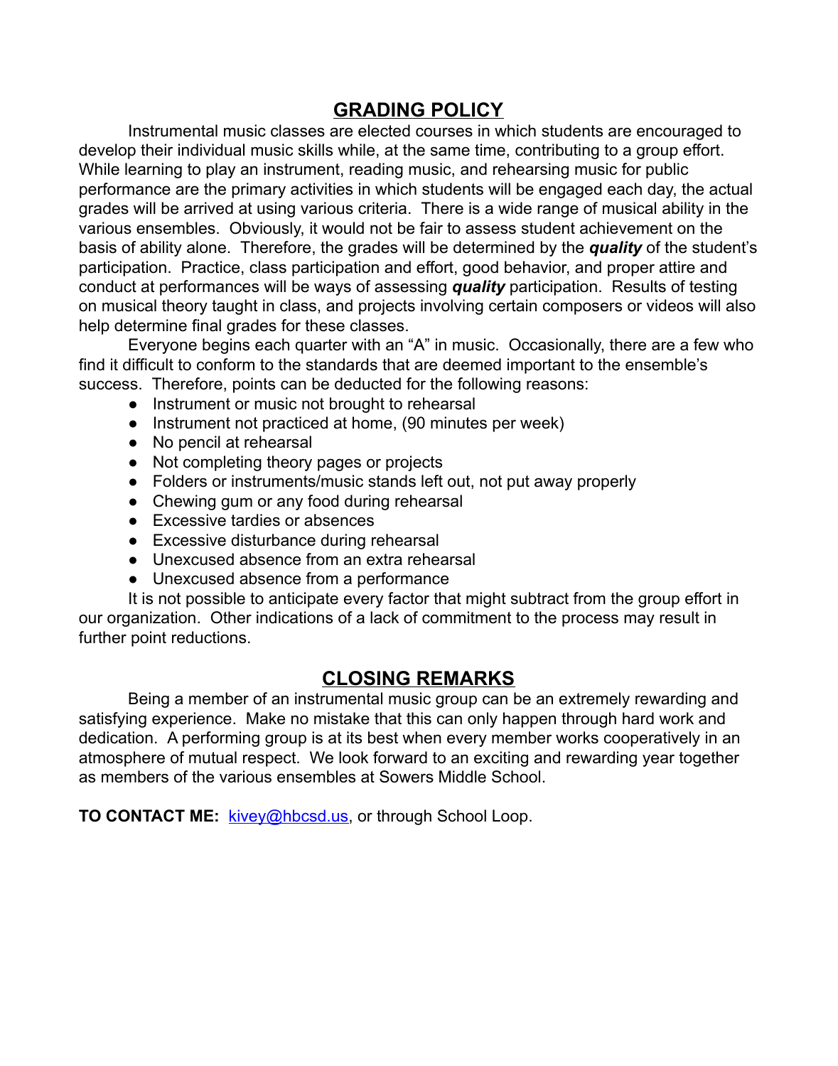## GRADING POLICY

Instrumental music classes are elected courses in which students are encouraged to develop their individual music skills while, at the same time, contributing to a group effort. While learning to play an instrument, reading music, and rehearsing music for public performance are the primary activities in which students will be engaged each day, the actual grades will be arrived at using various criteria. There is a wide range of musical ability in the various ensembles. Obviously, it would not be fair to assess student achievement on the basis of ability alone. Therefore, the grades will be determined by the ***quality*** of the student's participation. Practice, class participation and effort, good behavior, and proper attire and conduct at performances will be ways of assessing ***quality*** participation. Results of testing on musical theory taught in class, and projects involving certain composers or videos will also help determine final grades for these classes.

Everyone begins each quarter with an "A" in music. Occasionally, there are a few who find it difficult to conform to the standards that are deemed important to the ensemble's success. Therefore, points can be deducted for the following reasons:

- Instrument or music not brought to rehearsal
- Instrument not practiced at home, (90 minutes per week)
- No pencil at rehearsal
- Not completing theory pages or projects
- Folders or instruments/music stands left out, not put away properly
- Chewing gum or any food during rehearsal
- Excessive tardies or absences
- Excessive disturbance during rehearsal
- Unexcused absence from an extra rehearsal
- Unexcused absence from a performance

It is not possible to anticipate every factor that might subtract from the group effort in our organization. Other indications of a lack of commitment to the process may result in further point reductions.

## CLOSING REMARKS

Being a member of an instrumental music group can be an extremely rewarding and satisfying experience. Make no mistake that this can only happen through hard work and dedication. A performing group is at its best when every member works cooperatively in an atmosphere of mutual respect. We look forward to an exciting and rewarding year together as members of the various ensembles at Sowers Middle School.

**TO CONTACT ME:** kivey@hbcsd.us, or through School Loop.